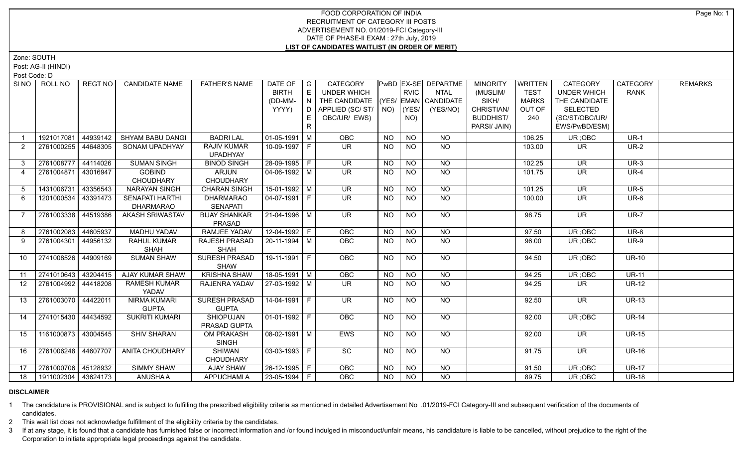# FOOD CORPORATION OF INDIA

## RECRUITMENT OF CATEGORY III POSTS

ADVERTISEMENT NO. 01/2019-FCI Category-III

DATE OF PHASE-II EXAM : 27th July, 2019

**LIST OF CANDIDATES WAITLIST (IN ORDER OF MERIT)**

Zone: SOUTH

Post: AG-II (HINDI)

Post Code: D

| SI NO | ROLL NO | REGT NO | CANDIDATE NAME | FATHER'S NAME | DATE OF BIRTH (DD-MM-YYYY) | GENDER | CATEGORY UNDER WHICH THE CANDIDATE APPLIED (SC/ ST/ OBC/UR/ EWS) | PwBD (YES/ NO) | EX-SERVICEMAN (YES/ NO) | DEPARTMENTAL CANDIDATE (YES/NO) | MINORITY (MUSLIM/ SIKH/ CHRISTIAN/ BUDDHIST/ PARSI/ JAIN) | WRITTEN TEST MARKS OUT OF 240 | CATEGORY UNDER WHICH THE CANDIDATE SELECTED (SC/ST/OBC/UR/ EWS/PwBD/ESM) | CATEGORY RANK | REMARKS |
|---|---|---|---|---|---|---|---|---|---|---|---|---|---|---|---|
| 1 | 1921017081 | 44939142 | SHYAM BABU DANGI | BADRI LAL | 01-05-1991 | M | OBC | NO | NO | NO | | 106.25 | UR ;OBC | UR-1 | |
| 2 | 2761000255 | 44648305 | SONAM UPADHYAY | RAJIV KUMAR UPADHYAY | 10-09-1997 | F | UR | NO | NO | NO | | 103.00 | UR | UR-2 | |
| 3 | 2761008777 | 44114026 | SUMAN SINGH | BINOD SINGH | 28-09-1995 | F | UR | NO | NO | NO | | 102.25 | UR | UR-3 | |
| 4 | 2761004871 | 43016947 | GOBIND CHOUDHARY | ARJUN CHOUDHARY | 04-06-1992 | M | UR | NO | NO | NO | | 101.75 | UR | UR-4 | |
| 5 | 1431006731 | 43356543 | NARAYAN SINGH | CHARAN SINGH | 15-01-1992 | M | UR | NO | NO | NO | | 101.25 | UR | UR-5 | |
| 6 | 1201000534 | 43391473 | SENAPATI HARTHI DHARMARAO | DHARMARAO SENAPATI | 04-07-1991 | F | UR | NO | NO | NO | | 100.00 | UR | UR-6 | |
| 7 | 2761003338 | 44519386 | AKASH SRIWASTAV | BIJAY SHANKAR PRASAD | 21-04-1996 | M | UR | NO | NO | NO | | 98.75 | UR | UR-7 | |
| 8 | 2761002083 | 44605937 | MADHU YADAV | RAMJEE YADAV | 12-04-1992 | F | OBC | NO | NO | NO | | 97.50 | UR ;OBC | UR-8 | |
| 9 | 2761004301 | 44956132 | RAHUL KUMAR SHAH | RAJESH PRASAD SHAH | 20-11-1994 | M | OBC | NO | NO | NO | | 96.00 | UR ;OBC | UR-9 | |
| 10 | 2741008526 | 44909169 | SUMAN SHAW | SURESH PRASAD SHAW | 19-11-1991 | F | OBC | NO | NO | NO | | 94.50 | UR ;OBC | UR-10 | |
| 11 | 2741010643 | 43204415 | AJAY KUMAR SHAW | KRISHNA SHAW | 18-05-1991 | M | OBC | NO | NO | NO | | 94.25 | UR ;OBC | UR-11 | |
| 12 | 2761004992 | 44418208 | RAMESH KUMAR YADAV | RAJENRA YADAV | 27-03-1992 | M | UR | NO | NO | NO | | 94.25 | UR | UR-12 | |
| 13 | 2761003070 | 44422011 | NIRMA KUMARI GUPTA | SURESH PRASAD GUPTA | 14-04-1991 | F | UR | NO | NO | NO | | 92.50 | UR | UR-13 | |
| 14 | 2741015430 | 44434592 | SUKRITI KUMARI | SHIOPUJAN PRASAD GUPTA | 01-01-1992 | F | OBC | NO | NO | NO | | 92.00 | UR ;OBC | UR-14 | |
| 15 | 1161000873 | 43004545 | SHIV SHARAN | OM PRAKASH SINGH | 08-02-1991 | M | EWS | NO | NO | NO | | 92.00 | UR | UR-15 | |
| 16 | 2761006248 | 44607707 | ANITA CHOUDHARY | SHIWAN CHOUDHARY | 03-03-1993 | F | SC | NO | NO | NO | | 91.75 | UR | UR-16 | |
| 17 | 2761000706 | 45128932 | SIMMY SHAW | AJAY SHAW | 26-12-1995 | F | OBC | NO | NO | NO | | 91.50 | UR ;OBC | UR-17 | |
| 18 | 1911002304 | 43624173 | ANUSHA A | APPUCHAMI A | 23-05-1994 | F | OBC | NO | NO | NO | | 89.75 | UR ;OBC | UR-18 | |

### DISCLAIMER

1. The candidature is PROVISIONAL and is subject to fulfilling the prescribed eligibility criteria as mentioned in detailed Advertisement No .01/2019-FCI Category-III and subsequent verification of the documents of candidates.
2. This wait list does not acknowledge fulfillment of the eligibility criteria by the candidates.
3. If at any stage, it is found that a candidate has furnished false or incorrect information and /or found indulged in misconduct/unfair means, his candidature is liable to be cancelled, without prejudice to the right of the Corporation to initiate appropriate legal proceedings against the candidate.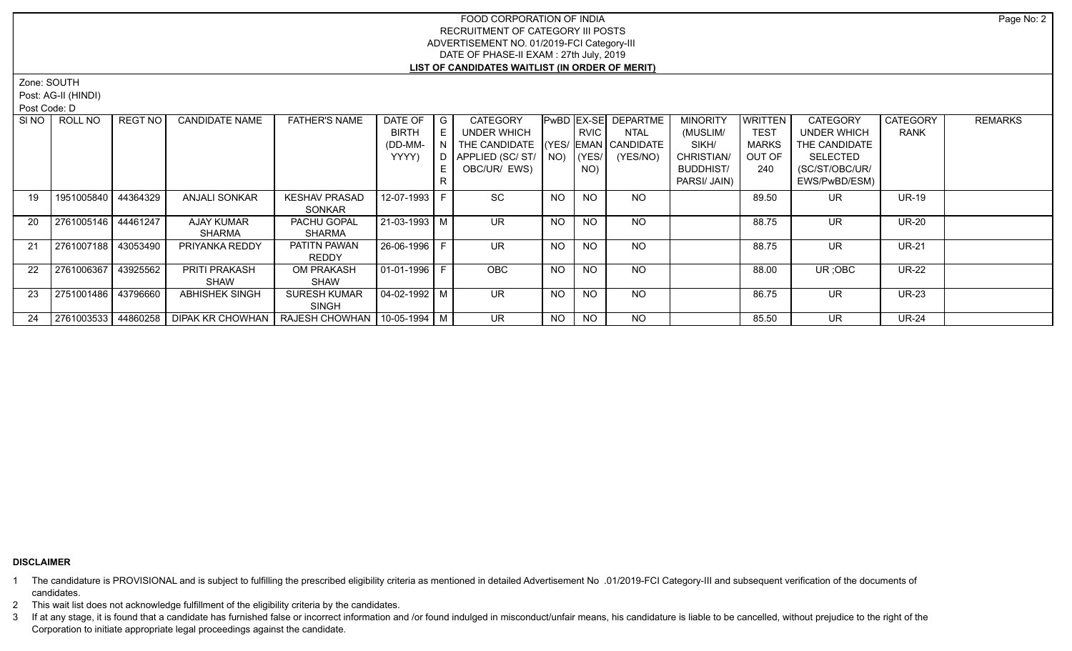FOOD CORPORATION OF INDIA
RECRUITMENT OF CATEGORY III POSTS
ADVERTISEMENT NO. 01/2019-FCI Category-III
DATE OF PHASE-II EXAM : 27th July, 2019
**LIST OF CANDIDATES WAITLIST (IN ORDER OF MERIT)**

Zone: SOUTH
Post: AG-II (HINDI)
Post Code: D

| Sl NO | ROLL NO | REGT NO | CANDIDATE NAME | FATHER'S NAME | DATE OF BIRTH (DD-MM-YYYY) | GENDER | CATEGORY UNDER WHICH THE CANDIDATE APPLIED (SC/ ST/ OBC/UR/ EWS) | PwBD (YES/ NO) | EX-SERVICEMAN (YES/ NO) | DEPARTMENTAL CANDIDATE (YES/NO) | MINORITY (MUSLIM/ SIKH/ CHRISTIAN/ BUDDHIST/ PARSI/ JAIN) | WRITTEN TEST MARKS OUT OF 240 | CATEGORY UNDER WHICH THE CANDIDATE SELECTED (SC/ST/OBC/UR/ EWS/PwBD/ESM) | CATEGORY RANK | REMARKS |
|---|---|---|---|---|---|---|---|---|---|---|---|---|---|---|---|
| 19 | 1951005840 | 44364329 | ANJALI SONKAR | KESHAV PRASAD SONKAR | 12-07-1993 | F | SC | NO | NO | NO | | 89.50 | UR | UR-19 | |
| 20 | 2761005146 | 44461247 | AJAY KUMAR SHARMA | PACHU GOPAL SHARMA | 21-03-1993 | M | UR | NO | NO | NO | | 88.75 | UR | UR-20 | |
| 21 | 2761007188 | 43053490 | PRIYANKA REDDY | PATITN PAWAN REDDY | 26-06-1996 | F | UR | NO | NO | NO | | 88.75 | UR | UR-21 | |
| 22 | 2761006367 | 43925562 | PRITI PRAKASH SHAW | OM PRAKASH SHAW | 01-01-1996 | F | OBC | NO | NO | NO | | 88.00 | UR ;OBC | UR-22 | |
| 23 | 2751001486 | 43796660 | ABHISHEK SINGH | SURESH KUMAR SINGH | 04-02-1992 | M | UR | NO | NO | NO | | 86.75 | UR | UR-23 | |
| 24 | 2761003533 | 44860258 | DIPAK KR CHOWHAN | RAJESH CHOWHAN | 10-05-1994 | M | UR | NO | NO | NO | | 85.50 | UR | UR-24 | |

**DISCLAIMER**

1. The candidature is PROVISIONAL and is subject to fulfilling the prescribed eligibility criteria as mentioned in detailed Advertisement No .01/2019-FCI Category-III and subsequent verification of the documents of candidates.
2. This wait list does not acknowledge fulfillment of the eligibility criteria by the candidates.
3. If at any stage, it is found that a candidate has furnished false or incorrect information and /or found indulged in misconduct/unfair means, his candidature is liable to be cancelled, without prejudice to the right of the Corporation to initiate appropriate legal proceedings against the candidate.